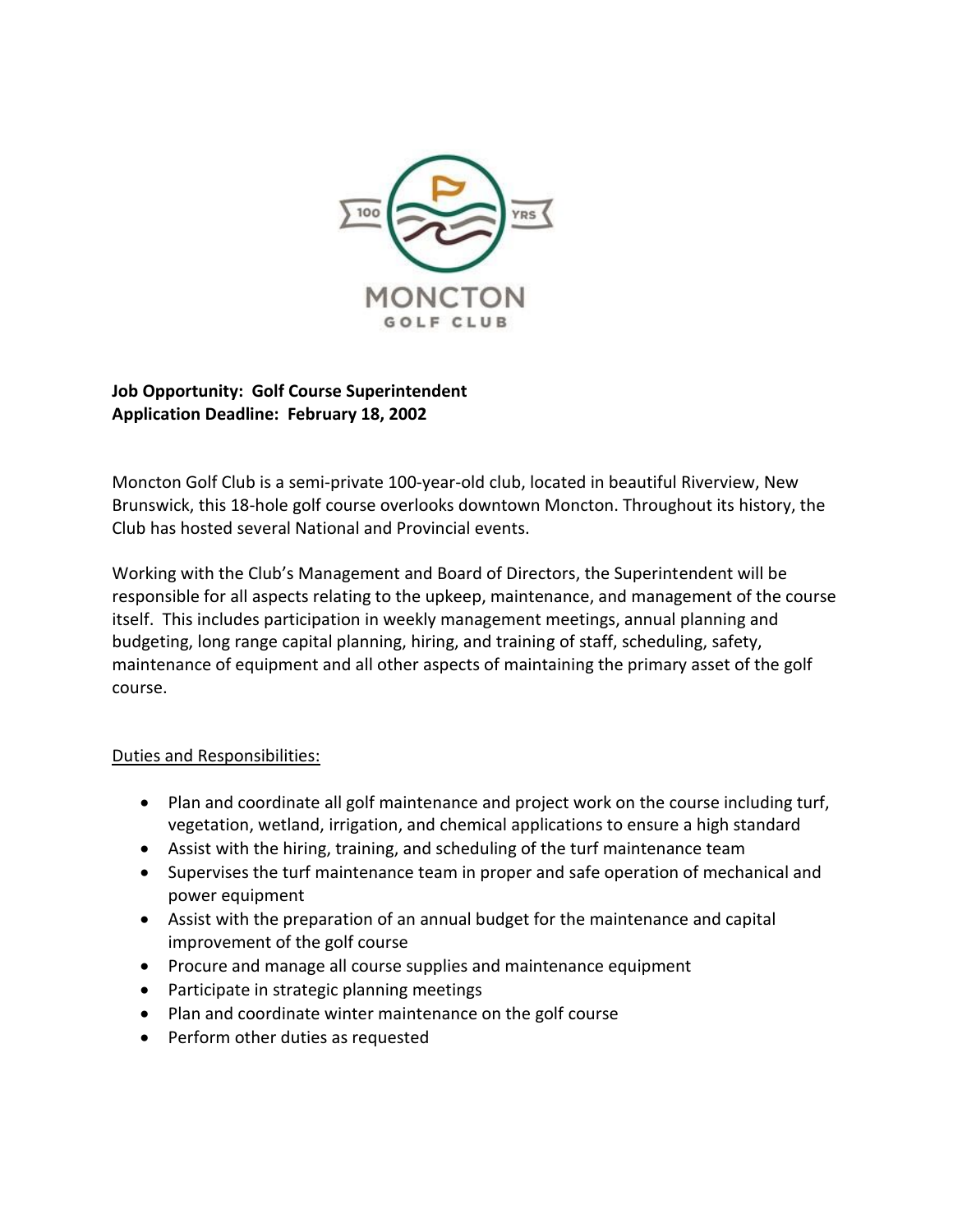**Job Opportunity: Golf Course Superintendent**
**Application Deadline: February 18, 2002**

Moncton Golf Club is a semi-private 100-year-old club, located in beautiful Riverview, New Brunswick, this 18-hole golf course overlooks downtown Moncton. Throughout its history, the Club has hosted several National and Provincial events.

Working with the Club's Management and Board of Directors, the Superintendent will be responsible for all aspects relating to the upkeep, maintenance, and management of the course itself. This includes participation in weekly management meetings, annual planning and budgeting, long range capital planning, hiring, and training of staff, scheduling, safety, maintenance of equipment and all other aspects of maintaining the primary asset of the golf course.

<u>Duties and Responsibilities:</u>

- Plan and coordinate all golf maintenance and project work on the course including turf, vegetation, wetland, irrigation, and chemical applications to ensure a high standard
- Assist with the hiring, training, and scheduling of the turf maintenance team
- Supervises the turf maintenance team in proper and safe operation of mechanical and power equipment
- Assist with the preparation of an annual budget for the maintenance and capital improvement of the golf course
- Procure and manage all course supplies and maintenance equipment
- Participate in strategic planning meetings
- Plan and coordinate winter maintenance on the golf course
- Perform other duties as requested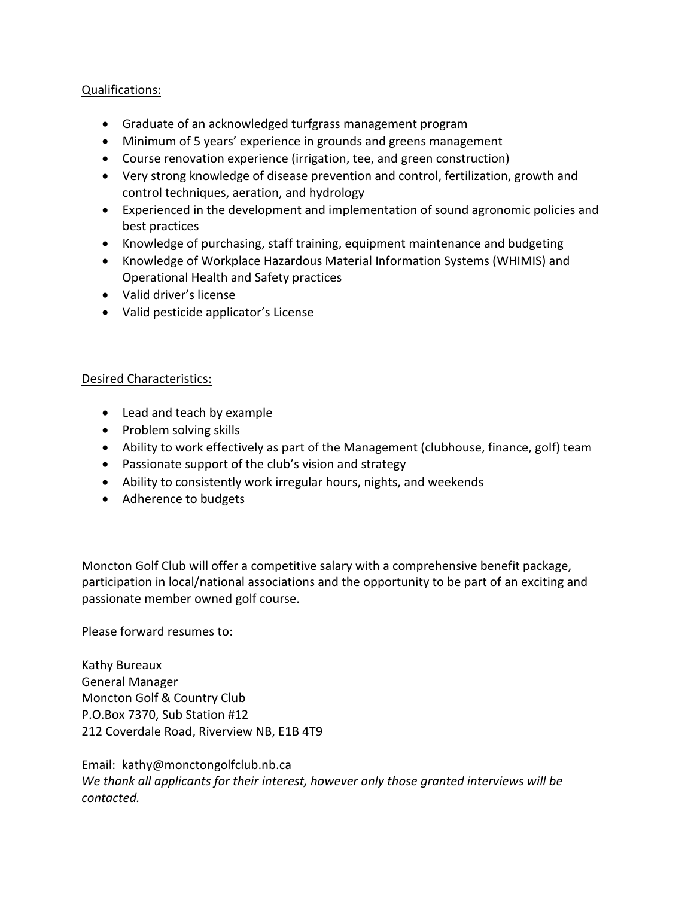Qualifications:

- Graduate of an acknowledged turfgrass management program
- Minimum of 5 years' experience in grounds and greens management
- Course renovation experience (irrigation, tee, and green construction)
- Very strong knowledge of disease prevention and control, fertilization, growth and control techniques, aeration, and hydrology
- Experienced in the development and implementation of sound agronomic policies and best practices
- Knowledge of purchasing, staff training, equipment maintenance and budgeting
- Knowledge of Workplace Hazardous Material Information Systems (WHIMIS) and Operational Health and Safety practices
- Valid driver's license
- Valid pesticide applicator's License

Desired Characteristics:

- Lead and teach by example
- Problem solving skills
- Ability to work effectively as part of the Management (clubhouse, finance, golf) team
- Passionate support of the club's vision and strategy
- Ability to consistently work irregular hours, nights, and weekends
- Adherence to budgets

Moncton Golf Club will offer a competitive salary with a comprehensive benefit package, participation in local/national associations and the opportunity to be part of an exciting and passionate member owned golf course.

Please forward resumes to:

Kathy Bureaux
General Manager
Moncton Golf & Country Club
P.O.Box 7370, Sub Station #12
212 Coverdale Road, Riverview NB, E1B 4T9

Email: kathy@monctongolfclub.nb.ca
*We thank all applicants for their interest, however only those granted interviews will be contacted.*